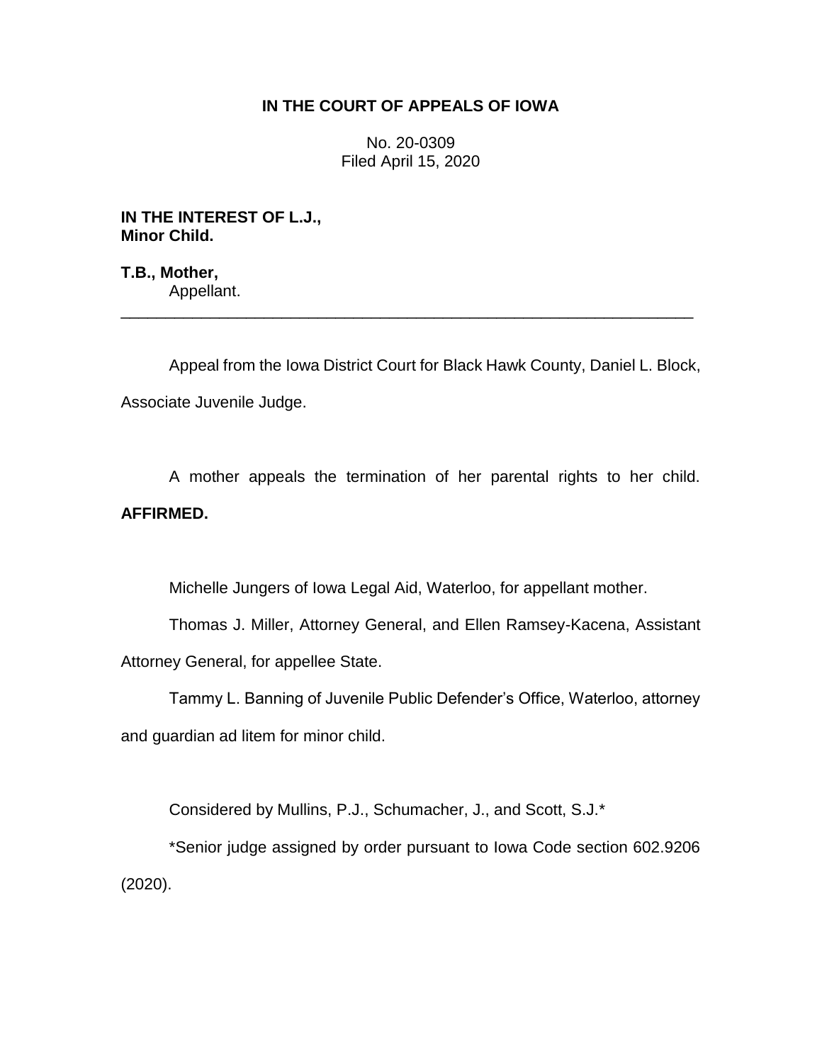# IN THE COURT OF APPEALS OF IOWA

No. 20-0309
Filed April 15, 2020

**IN THE INTEREST OF L.J., Minor Child.**

**T.B., Mother,**
Appellant.

---

Appeal from the Iowa District Court for Black Hawk County, Daniel L. Block, Associate Juvenile Judge.

A mother appeals the termination of her parental rights to her child. **AFFIRMED.**

Michelle Jungers of Iowa Legal Aid, Waterloo, for appellant mother.

Thomas J. Miller, Attorney General, and Ellen Ramsey-Kacena, Assistant Attorney General, for appellee State.

Tammy L. Banning of Juvenile Public Defender's Office, Waterloo, attorney and guardian ad litem for minor child.

Considered by Mullins, P.J., Schumacher, J., and Scott, S.J.*

*Senior judge assigned by order pursuant to Iowa Code section 602.9206 (2020).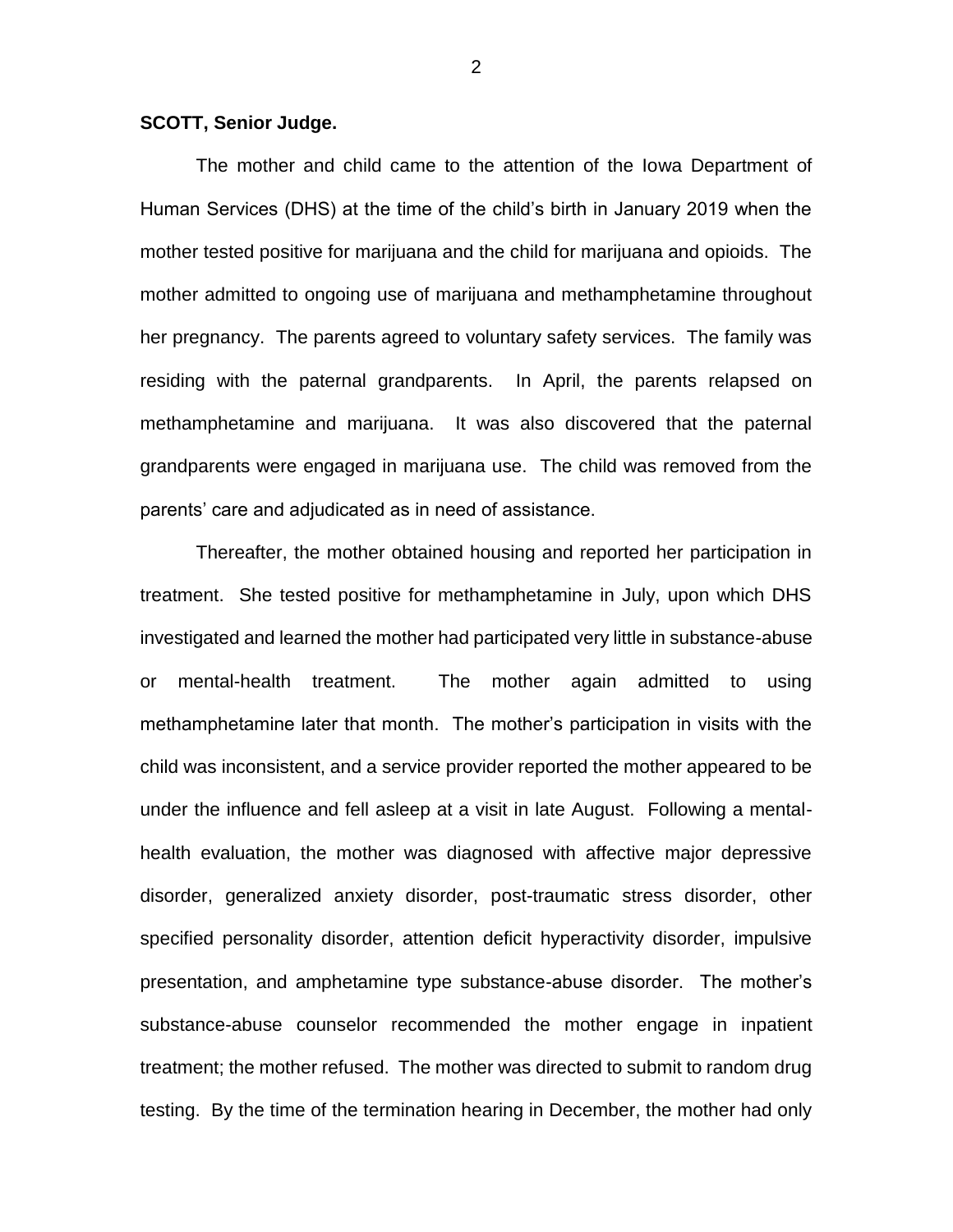**SCOTT, Senior Judge.**

The mother and child came to the attention of the Iowa Department of Human Services (DHS) at the time of the child's birth in January 2019 when the mother tested positive for marijuana and the child for marijuana and opioids. The mother admitted to ongoing use of marijuana and methamphetamine throughout her pregnancy. The parents agreed to voluntary safety services. The family was residing with the paternal grandparents. In April, the parents relapsed on methamphetamine and marijuana. It was also discovered that the paternal grandparents were engaged in marijuana use. The child was removed from the parents' care and adjudicated as in need of assistance.

Thereafter, the mother obtained housing and reported her participation in treatment. She tested positive for methamphetamine in July, upon which DHS investigated and learned the mother had participated very little in substance-abuse or mental-health treatment. The mother again admitted to using methamphetamine later that month. The mother's participation in visits with the child was inconsistent, and a service provider reported the mother appeared to be under the influence and fell asleep at a visit in late August. Following a mental-health evaluation, the mother was diagnosed with affective major depressive disorder, generalized anxiety disorder, post-traumatic stress disorder, other specified personality disorder, attention deficit hyperactivity disorder, impulsive presentation, and amphetamine type substance-abuse disorder. The mother's substance-abuse counselor recommended the mother engage in inpatient treatment; the mother refused. The mother was directed to submit to random drug testing. By the time of the termination hearing in December, the mother had only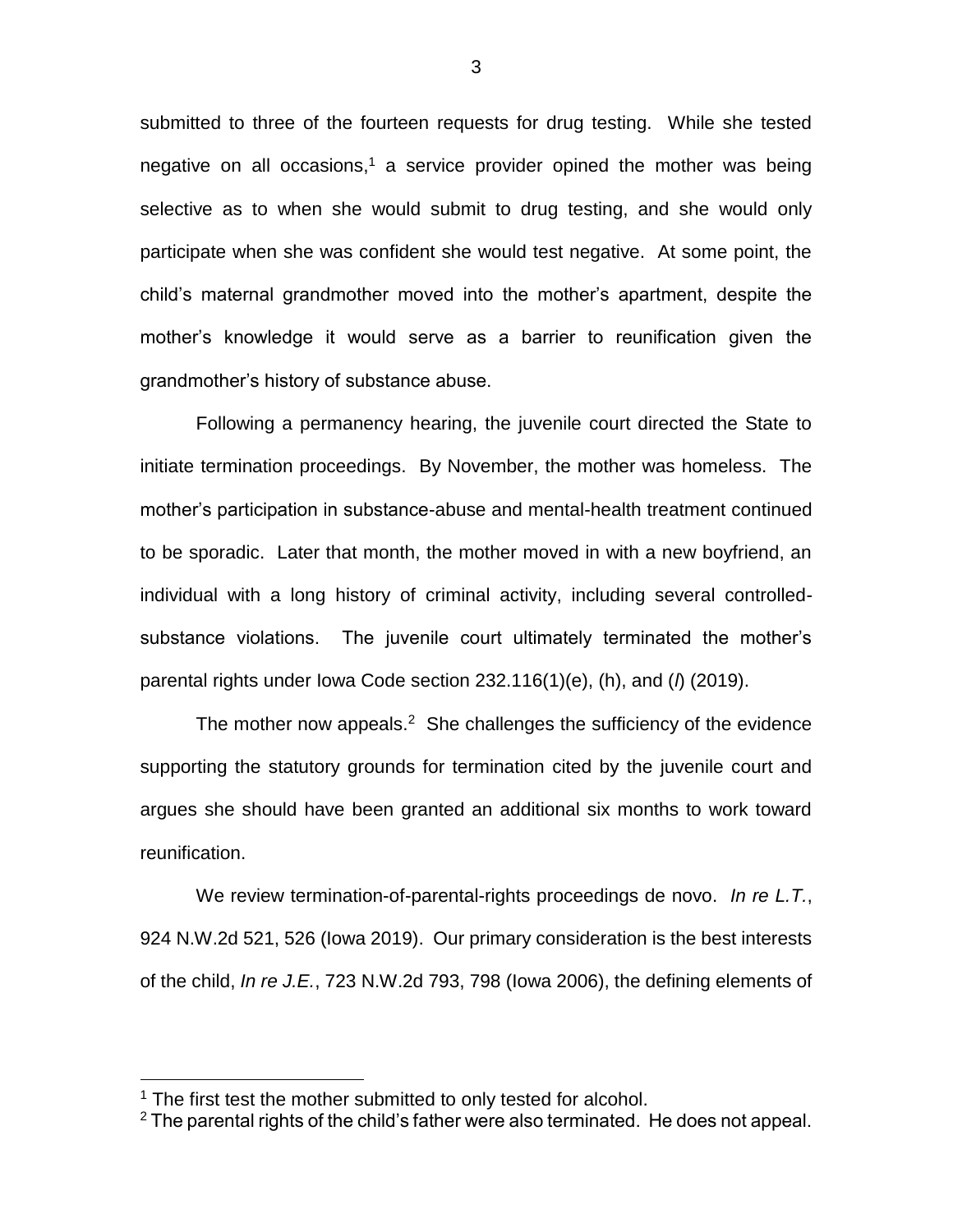submitted to three of the fourteen requests for drug testing. While she tested negative on all occasions,[1] a service provider opined the mother was being selective as to when she would submit to drug testing, and she would only participate when she was confident she would test negative. At some point, the child's maternal grandmother moved into the mother's apartment, despite the mother's knowledge it would serve as a barrier to reunification given the grandmother's history of substance abuse.

Following a permanency hearing, the juvenile court directed the State to initiate termination proceedings. By November, the mother was homeless. The mother's participation in substance-abuse and mental-health treatment continued to be sporadic. Later that month, the mother moved in with a new boyfriend, an individual with a long history of criminal activity, including several controlled-substance violations. The juvenile court ultimately terminated the mother's parental rights under Iowa Code section 232.116(1)(e), (h), and (*l*) (2019).

The mother now appeals.[2] She challenges the sufficiency of the evidence supporting the statutory grounds for termination cited by the juvenile court and argues she should have been granted an additional six months to work toward reunification.

We review termination-of-parental-rights proceedings de novo. *In re L.T.*, 924 N.W.2d 521, 526 (Iowa 2019). Our primary consideration is the best interests of the child, *In re J.E.*, 723 N.W.2d 793, 798 (Iowa 2006), the defining elements of

---

[1] The first test the mother submitted to only tested for alcohol.

[2] The parental rights of the child's father were also terminated. He does not appeal.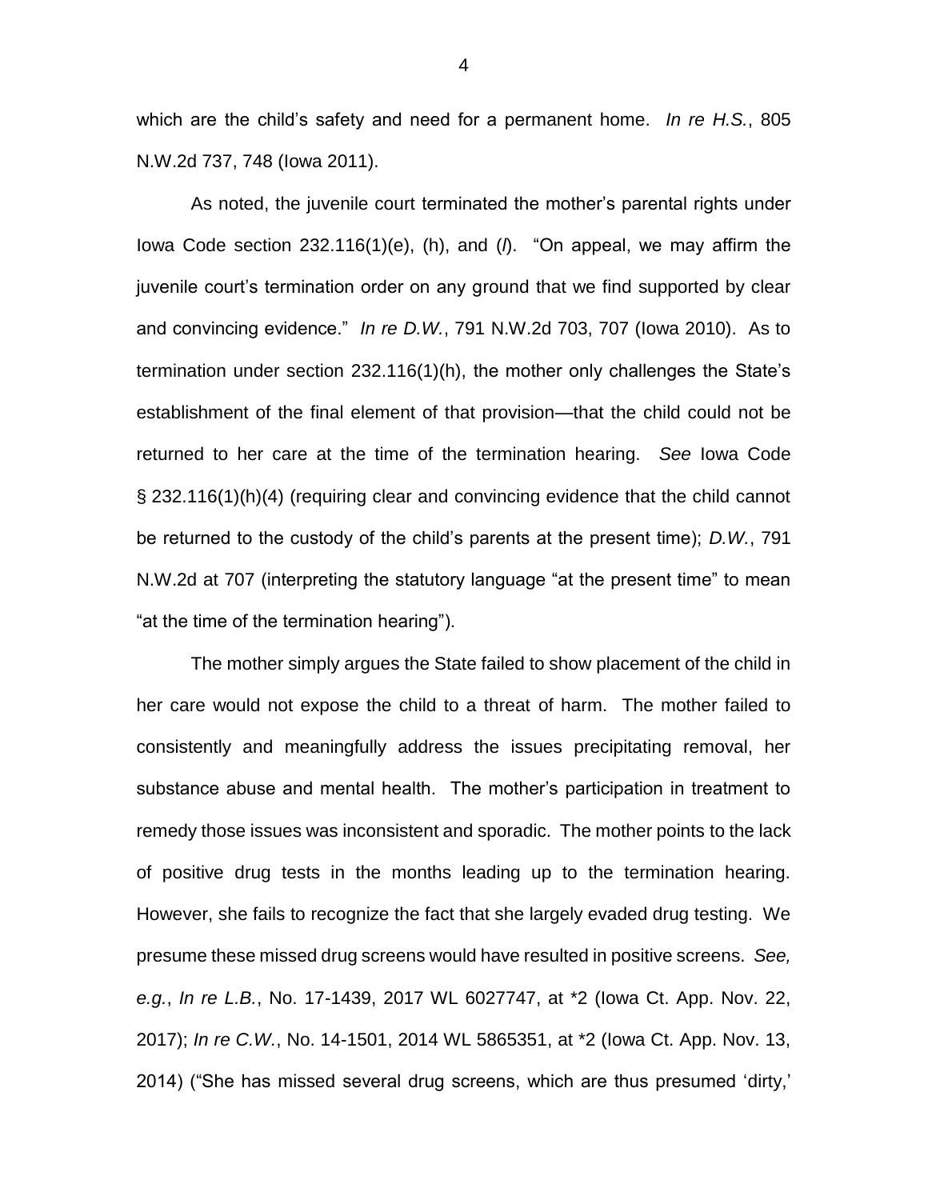which are the child's safety and need for a permanent home. *In re H.S.*, 805 N.W.2d 737, 748 (Iowa 2011).

As noted, the juvenile court terminated the mother's parental rights under Iowa Code section 232.116(1)(e), (h), and (*l*). "On appeal, we may affirm the juvenile court's termination order on any ground that we find supported by clear and convincing evidence." *In re D.W.*, 791 N.W.2d 703, 707 (Iowa 2010). As to termination under section 232.116(1)(h), the mother only challenges the State's establishment of the final element of that provision—that the child could not be returned to her care at the time of the termination hearing. *See* Iowa Code § 232.116(1)(h)(4) (requiring clear and convincing evidence that the child cannot be returned to the custody of the child's parents at the present time); *D.W.*, 791 N.W.2d at 707 (interpreting the statutory language "at the present time" to mean "at the time of the termination hearing").

The mother simply argues the State failed to show placement of the child in her care would not expose the child to a threat of harm. The mother failed to consistently and meaningfully address the issues precipitating removal, her substance abuse and mental health. The mother's participation in treatment to remedy those issues was inconsistent and sporadic. The mother points to the lack of positive drug tests in the months leading up to the termination hearing. However, she fails to recognize the fact that she largely evaded drug testing. We presume these missed drug screens would have resulted in positive screens. *See, e.g.*, *In re L.B.*, No. 17-1439, 2017 WL 6027747, at *2 (Iowa Ct. App. Nov. 22, 2017); *In re C.W.*, No. 14-1501, 2014 WL 5865351, at *2 (Iowa Ct. App. Nov. 13, 2014) ("She has missed several drug screens, which are thus presumed 'dirty,'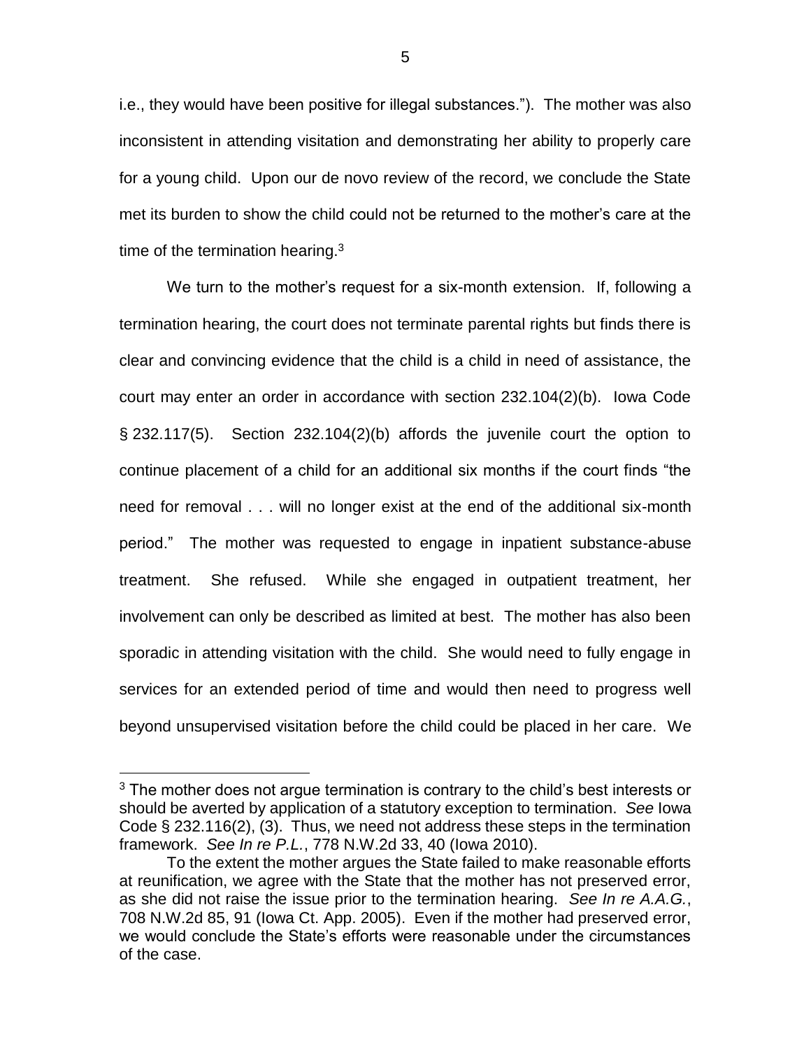i.e., they would have been positive for illegal substances."). The mother was also inconsistent in attending visitation and demonstrating her ability to properly care for a young child. Upon our de novo review of the record, we conclude the State met its burden to show the child could not be returned to the mother's care at the time of the termination hearing.[3]

We turn to the mother's request for a six-month extension. If, following a termination hearing, the court does not terminate parental rights but finds there is clear and convincing evidence that the child is a child in need of assistance, the court may enter an order in accordance with section 232.104(2)(b). Iowa Code § 232.117(5). Section 232.104(2)(b) affords the juvenile court the option to continue placement of a child for an additional six months if the court finds "the need for removal . . . will no longer exist at the end of the additional six-month period." The mother was requested to engage in inpatient substance-abuse treatment. She refused. While she engaged in outpatient treatment, her involvement can only be described as limited at best. The mother has also been sporadic in attending visitation with the child. She would need to fully engage in services for an extended period of time and would then need to progress well beyond unsupervised visitation before the child could be placed in her care. We

---

[3] The mother does not argue termination is contrary to the child's best interests or should be averted by application of a statutory exception to termination. *See* Iowa Code § 232.116(2), (3). Thus, we need not address these steps in the termination framework. *See In re P.L.*, 778 N.W.2d 33, 40 (Iowa 2010).

To the extent the mother argues the State failed to make reasonable efforts at reunification, we agree with the State that the mother has not preserved error, as she did not raise the issue prior to the termination hearing. *See In re A.A.G.*, 708 N.W.2d 85, 91 (Iowa Ct. App. 2005). Even if the mother had preserved error, we would conclude the State's efforts were reasonable under the circumstances of the case.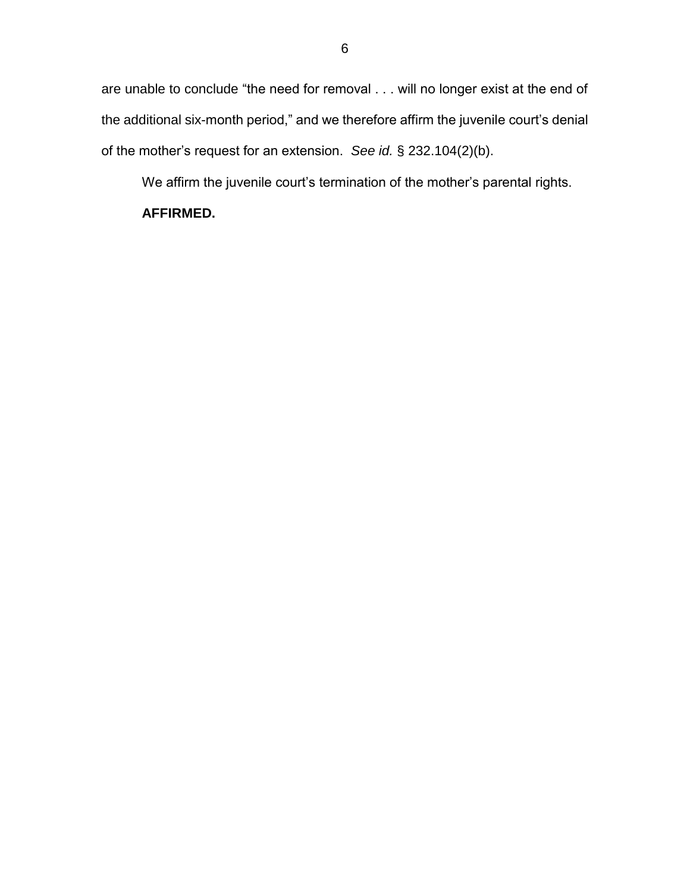are unable to conclude "the need for removal . . . will no longer exist at the end of the additional six-month period," and we therefore affirm the juvenile court's denial of the mother's request for an extension. *See id.* § 232.104(2)(b).

We affirm the juvenile court's termination of the mother's parental rights.

**AFFIRMED.**